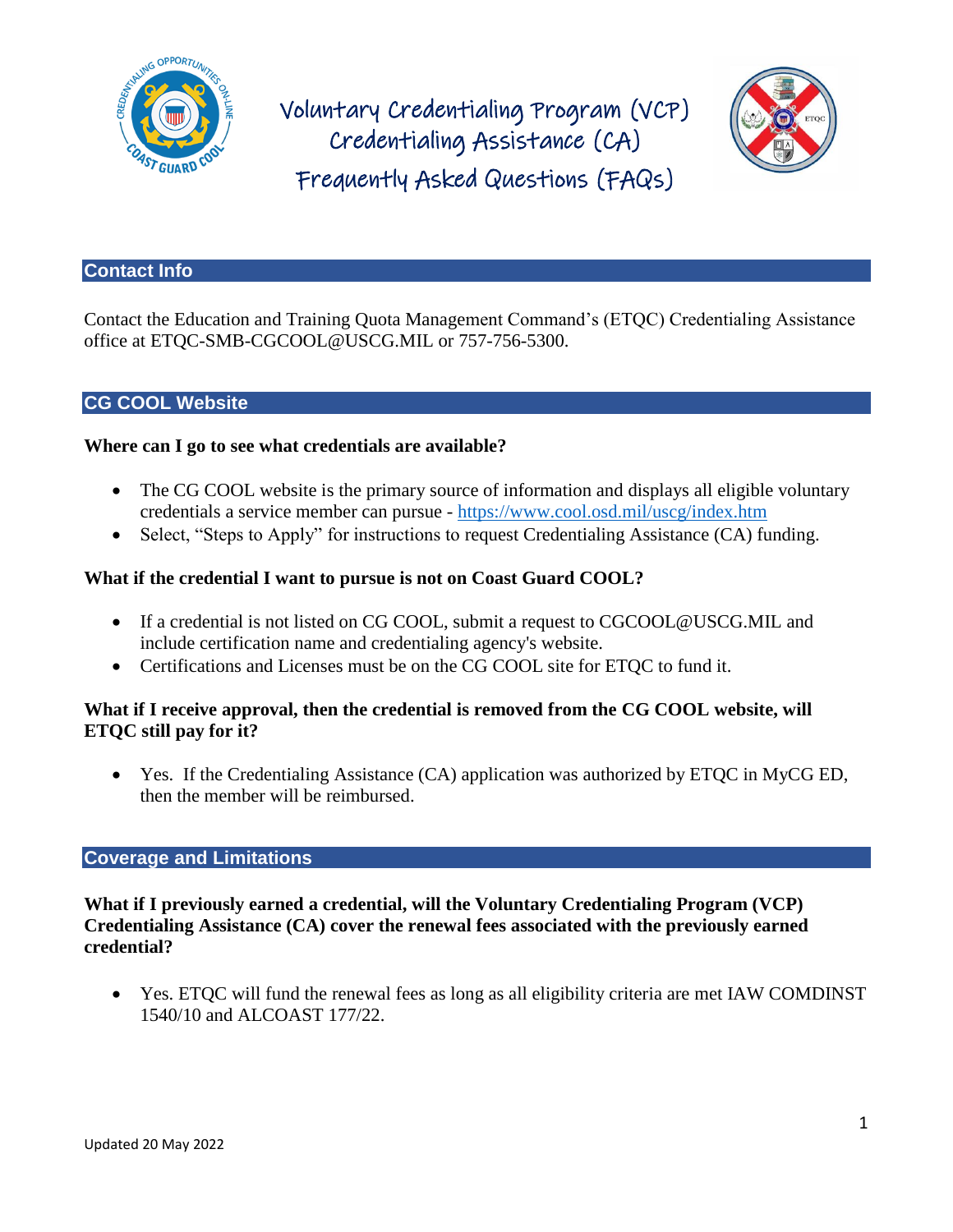# Voluntary Credentialing Program (VCP) Credentialing Assistance (CA) Frequently Asked Questions (FAQs)

## Contact Info

Contact the Education and Training Quota Management Command's (ETQC) Credentialing Assistance office at ETQC-SMB-CGCOOL@USCG.MIL or 757-756-5300.

## CG COOL Website

**Where can I go to see what credentials are available?**

- The CG COOL website is the primary source of information and displays all eligible voluntary credentials a service member can pursue - https://www.cool.osd.mil/uscg/index.htm
- Select, "Steps to Apply" for instructions to request Credentialing Assistance (CA) funding.

**What if the credential I want to pursue is not on Coast Guard COOL?**

- If a credential is not listed on CG COOL, submit a request to CGCOOL@USCG.MIL and include certification name and credentialing agency's website.
- Certifications and Licenses must be on the CG COOL site for ETQC to fund it.

**What if I receive approval, then the credential is removed from the CG COOL website, will ETQC still pay for it?**

- Yes. If the Credentialing Assistance (CA) application was authorized by ETQC in MyCG ED, then the member will be reimbursed.

## Coverage and Limitations

**What if I previously earned a credential, will the Voluntary Credentialing Program (VCP) Credentialing Assistance (CA) cover the renewal fees associated with the previously earned credential?**

- Yes. ETQC will fund the renewal fees as long as all eligibility criteria are met IAW COMDINST 1540/10 and ALCOAST 177/22.

Updated 20 May 2022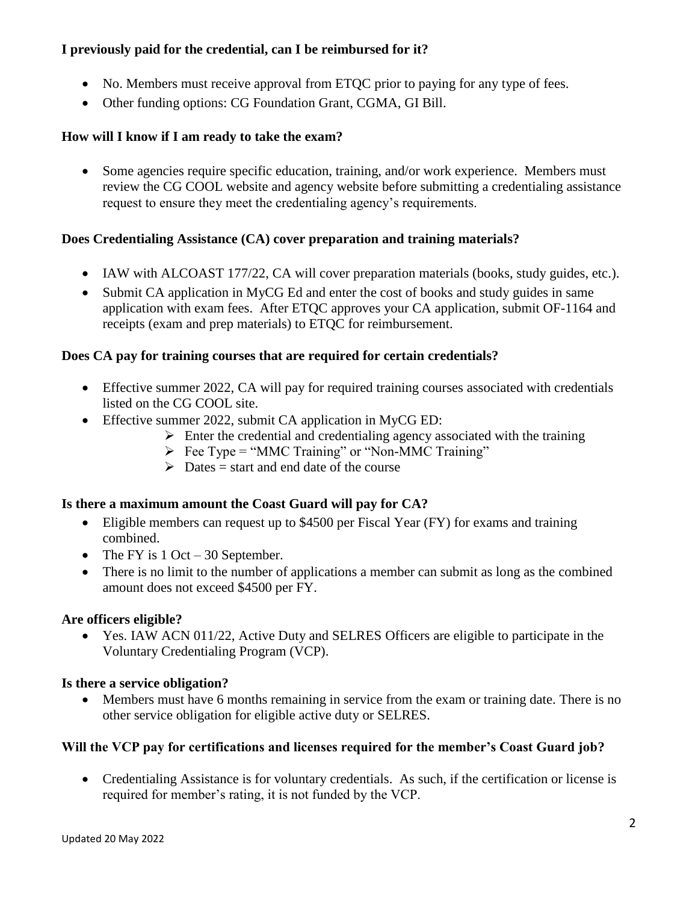**I previously paid for the credential, can I be reimbursed for it?**

- No. Members must receive approval from ETQC prior to paying for any type of fees.
- Other funding options: CG Foundation Grant, CGMA, GI Bill.

**How will I know if I am ready to take the exam?**

- Some agencies require specific education, training, and/or work experience. Members must review the CG COOL website and agency website before submitting a credentialing assistance request to ensure they meet the credentialing agency's requirements.

**Does Credentialing Assistance (CA) cover preparation and training materials?**

- IAW with ALCOAST 177/22, CA will cover preparation materials (books, study guides, etc.).
- Submit CA application in MyCG Ed and enter the cost of books and study guides in same application with exam fees. After ETQC approves your CA application, submit OF-1164 and receipts (exam and prep materials) to ETQC for reimbursement.

**Does CA pay for training courses that are required for certain credentials?**

- Effective summer 2022, CA will pay for required training courses associated with credentials listed on the CG COOL site.
- Effective summer 2022, submit CA application in MyCG ED:
  - Enter the credential and credentialing agency associated with the training
  - Fee Type = "MMC Training" or "Non-MMC Training"
  - Dates = start and end date of the course

**Is there a maximum amount the Coast Guard will pay for CA?**

- Eligible members can request up to $4500 per Fiscal Year (FY) for exams and training combined.
- The FY is 1 Oct – 30 September.
- There is no limit to the number of applications a member can submit as long as the combined amount does not exceed $4500 per FY.

**Are officers eligible?**

- Yes. IAW ACN 011/22, Active Duty and SELRES Officers are eligible to participate in the Voluntary Credentialing Program (VCP).

**Is there a service obligation?**

- Members must have 6 months remaining in service from the exam or training date. There is no other service obligation for eligible active duty or SELRES.

**Will the VCP pay for certifications and licenses required for the member's Coast Guard job?**

- Credentialing Assistance is for voluntary credentials. As such, if the certification or license is required for member's rating, it is not funded by the VCP.

Updated 20 May 2022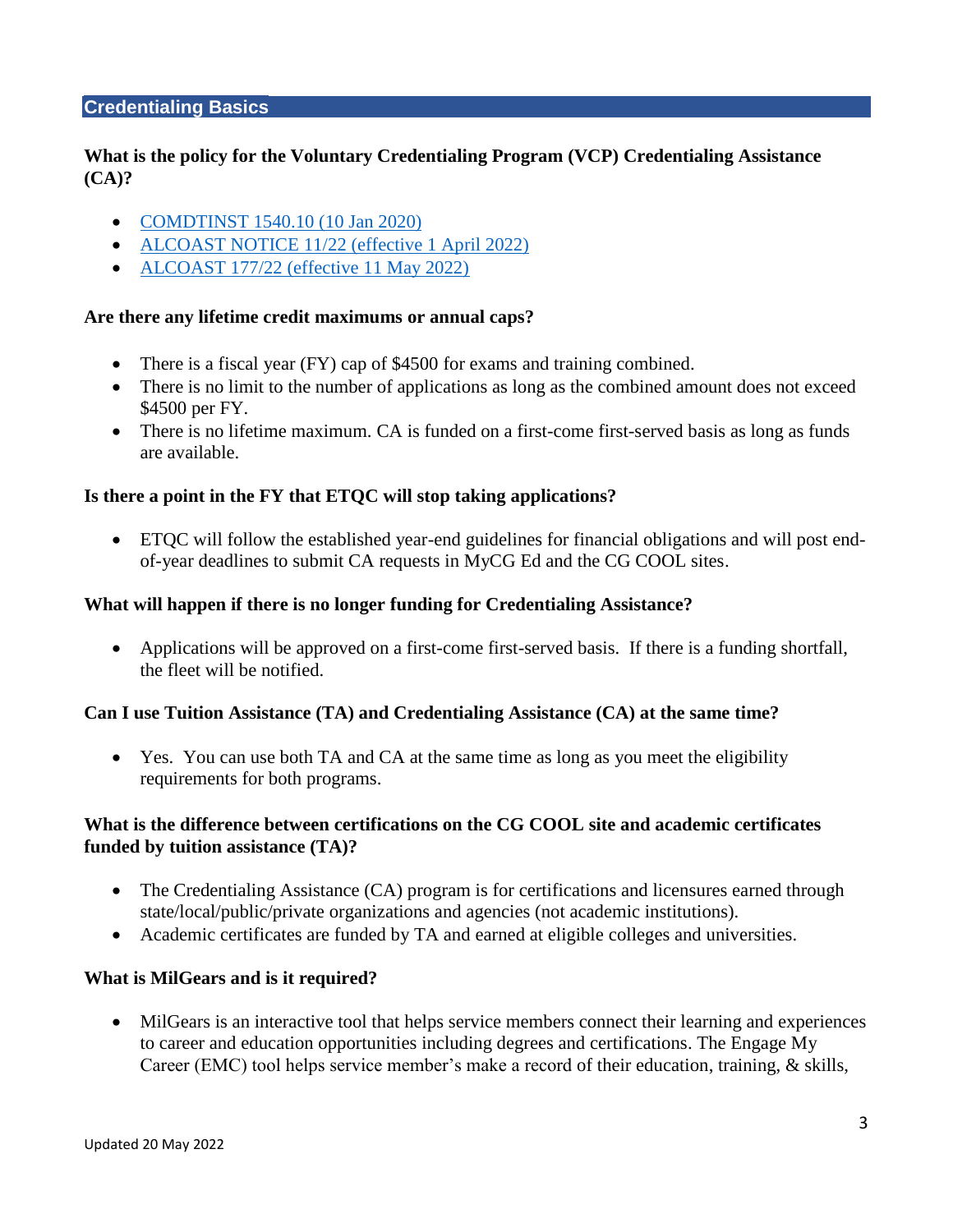## Credentialing Basics

**What is the policy for the Voluntary Credentialing Program (VCP) Credentialing Assistance (CA)?**

- COMDTINST 1540.10 (10 Jan 2020)
- ALCOAST NOTICE 11/22 (effective 1 April 2022)
- ALCOAST 177/22 (effective 11 May 2022)

**Are there any lifetime credit maximums or annual caps?**

- There is a fiscal year (FY) cap of $4500 for exams and training combined.
- There is no limit to the number of applications as long as the combined amount does not exceed $4500 per FY.
- There is no lifetime maximum. CA is funded on a first-come first-served basis as long as funds are available.

**Is there a point in the FY that ETQC will stop taking applications?**

- ETQC will follow the established year-end guidelines for financial obligations and will post end-of-year deadlines to submit CA requests in MyCG Ed and the CG COOL sites.

**What will happen if there is no longer funding for Credentialing Assistance?**

- Applications will be approved on a first-come first-served basis. If there is a funding shortfall, the fleet will be notified.

**Can I use Tuition Assistance (TA) and Credentialing Assistance (CA) at the same time?**

- Yes. You can use both TA and CA at the same time as long as you meet the eligibility requirements for both programs.

**What is the difference between certifications on the CG COOL site and academic certificates funded by tuition assistance (TA)?**

- The Credentialing Assistance (CA) program is for certifications and licensures earned through state/local/public/private organizations and agencies (not academic institutions).
- Academic certificates are funded by TA and earned at eligible colleges and universities.

**What is MilGears and is it required?**

- MilGears is an interactive tool that helps service members connect their learning and experiences to career and education opportunities including degrees and certifications. The Engage My Career (EMC) tool helps service member's make a record of their education, training, & skills,

Updated 20 May 2022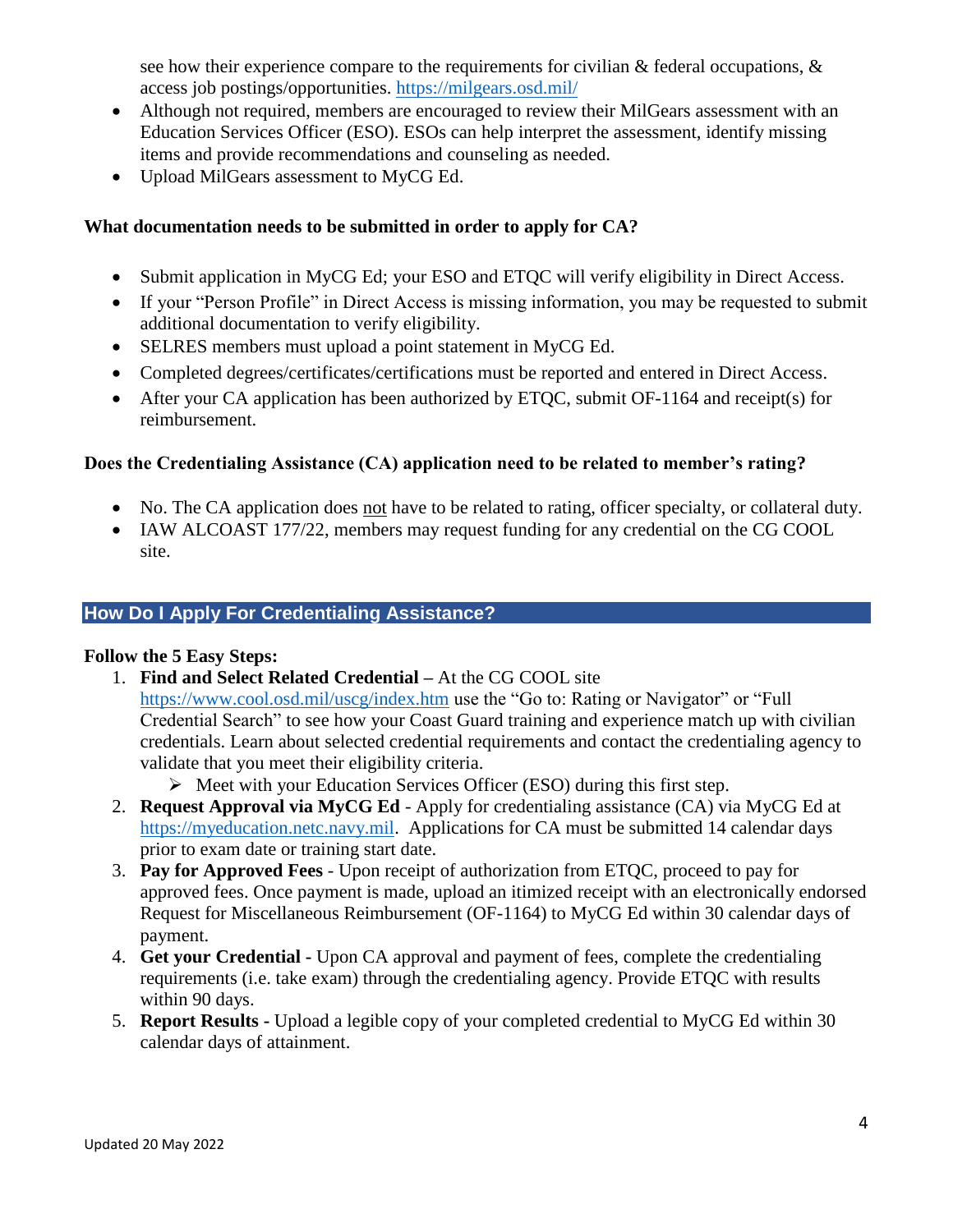see how their experience compare to the requirements for civilian & federal occupations, & access job postings/opportunities. https://milgears.osd.mil/

- Although not required, members are encouraged to review their MilGears assessment with an Education Services Officer (ESO). ESOs can help interpret the assessment, identify missing items and provide recommendations and counseling as needed.
- Upload MilGears assessment to MyCG Ed.

**What documentation needs to be submitted in order to apply for CA?**

- Submit application in MyCG Ed; your ESO and ETQC will verify eligibility in Direct Access.
- If your "Person Profile" in Direct Access is missing information, you may be requested to submit additional documentation to verify eligibility.
- SELRES members must upload a point statement in MyCG Ed.
- Completed degrees/certificates/certifications must be reported and entered in Direct Access.
- After your CA application has been authorized by ETQC, submit OF-1164 and receipt(s) for reimbursement.

**Does the Credentialing Assistance (CA) application need to be related to member's rating?**

- No. The CA application does <u>not</u> have to be related to rating, officer specialty, or collateral duty.
- IAW ALCOAST 177/22, members may request funding for any credential on the CG COOL site.

## How Do I Apply For Credentialing Assistance?

**Follow the 5 Easy Steps:**

1. **Find and Select Related Credential –** At the CG COOL site https://www.cool.osd.mil/uscg/index.htm use the "Go to: Rating or Navigator" or "Full Credential Search" to see how your Coast Guard training and experience match up with civilian credentials. Learn about selected credential requirements and contact the credentialing agency to validate that you meet their eligibility criteria.
   - Meet with your Education Services Officer (ESO) during this first step.
2. **Request Approval via MyCG Ed** - Apply for credentialing assistance (CA) via MyCG Ed at https://myeducation.netc.navy.mil. Applications for CA must be submitted 14 calendar days prior to exam date or training start date.
3. **Pay for Approved Fees** - Upon receipt of authorization from ETQC, proceed to pay for approved fees. Once payment is made, upload an itimized receipt with an electronically endorsed Request for Miscellaneous Reimbursement (OF-1164) to MyCG Ed within 30 calendar days of payment.
4. **Get your Credential** - Upon CA approval and payment of fees, complete the credentialing requirements (i.e. take exam) through the credentialing agency. Provide ETQC with results within 90 days.
5. **Report Results -** Upload a legible copy of your completed credential to MyCG Ed within 30 calendar days of attainment.

Updated 20 May 2022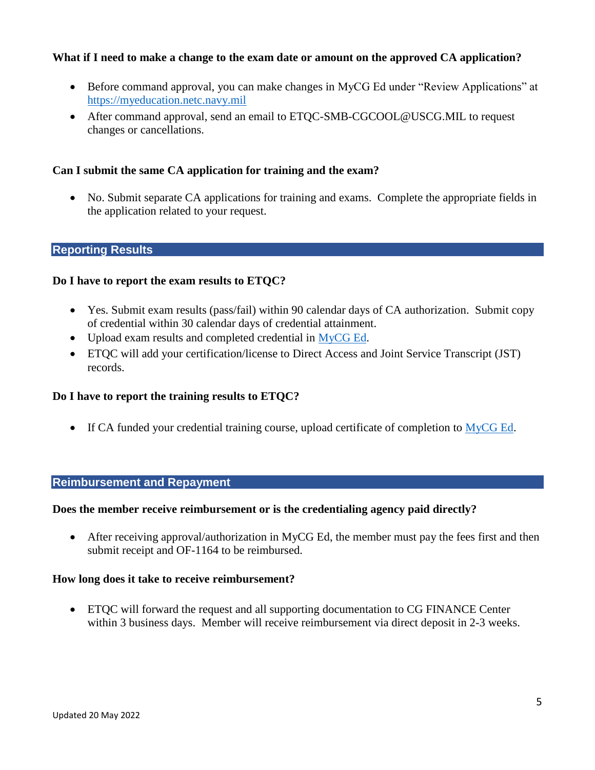**What if I need to make a change to the exam date or amount on the approved CA application?**

- Before command approval, you can make changes in MyCG Ed under "Review Applications" at https://myeducation.netc.navy.mil
- After command approval, send an email to ETQC-SMB-CGCOOL@USCG.MIL to request changes or cancellations.

**Can I submit the same CA application for training and the exam?**

- No. Submit separate CA applications for training and exams. Complete the appropriate fields in the application related to your request.

## Reporting Results

**Do I have to report the exam results to ETQC?**

- Yes. Submit exam results (pass/fail) within 90 calendar days of CA authorization. Submit copy of credential within 30 calendar days of credential attainment.
- Upload exam results and completed credential in MyCG Ed.
- ETQC will add your certification/license to Direct Access and Joint Service Transcript (JST) records.

**Do I have to report the training results to ETQC?**

- If CA funded your credential training course, upload certificate of completion to MyCG Ed.

## Reimbursement and Repayment

**Does the member receive reimbursement or is the credentialing agency paid directly?**

- After receiving approval/authorization in MyCG Ed, the member must pay the fees first and then submit receipt and OF-1164 to be reimbursed.

**How long does it take to receive reimbursement?**

- ETQC will forward the request and all supporting documentation to CG FINANCE Center within 3 business days. Member will receive reimbursement via direct deposit in 2-3 weeks.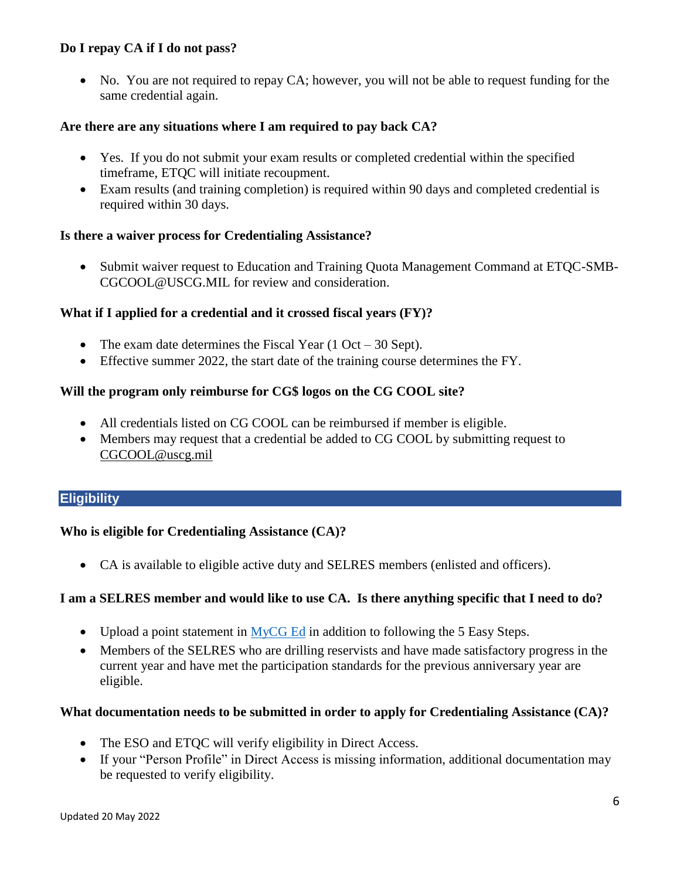**Do I repay CA if I do not pass?**

- No. You are not required to repay CA; however, you will not be able to request funding for the same credential again.

**Are there are any situations where I am required to pay back CA?**

- Yes. If you do not submit your exam results or completed credential within the specified timeframe, ETQC will initiate recoupment.
- Exam results (and training completion) is required within 90 days and completed credential is required within 30 days.

**Is there a waiver process for Credentialing Assistance?**

- Submit waiver request to Education and Training Quota Management Command at ETQC-SMB-CGCOOL@USCG.MIL for review and consideration.

**What if I applied for a credential and it crossed fiscal years (FY)?**

- The exam date determines the Fiscal Year (1 Oct – 30 Sept).
- Effective summer 2022, the start date of the training course determines the FY.

**Will the program only reimburse for CG$ logos on the CG COOL site?**

- All credentials listed on CG COOL can be reimbursed if member is eligible.
- Members may request that a credential be added to CG COOL by submitting request to CGCOOL@uscg.mil

## Eligibility

**Who is eligible for Credentialing Assistance (CA)?**

- CA is available to eligible active duty and SELRES members (enlisted and officers).

**I am a SELRES member and would like to use CA. Is there anything specific that I need to do?**

- Upload a point statement in MyCG Ed in addition to following the 5 Easy Steps.
- Members of the SELRES who are drilling reservists and have made satisfactory progress in the current year and have met the participation standards for the previous anniversary year are eligible.

**What documentation needs to be submitted in order to apply for Credentialing Assistance (CA)?**

- The ESO and ETQC will verify eligibility in Direct Access.
- If your "Person Profile" in Direct Access is missing information, additional documentation may be requested to verify eligibility.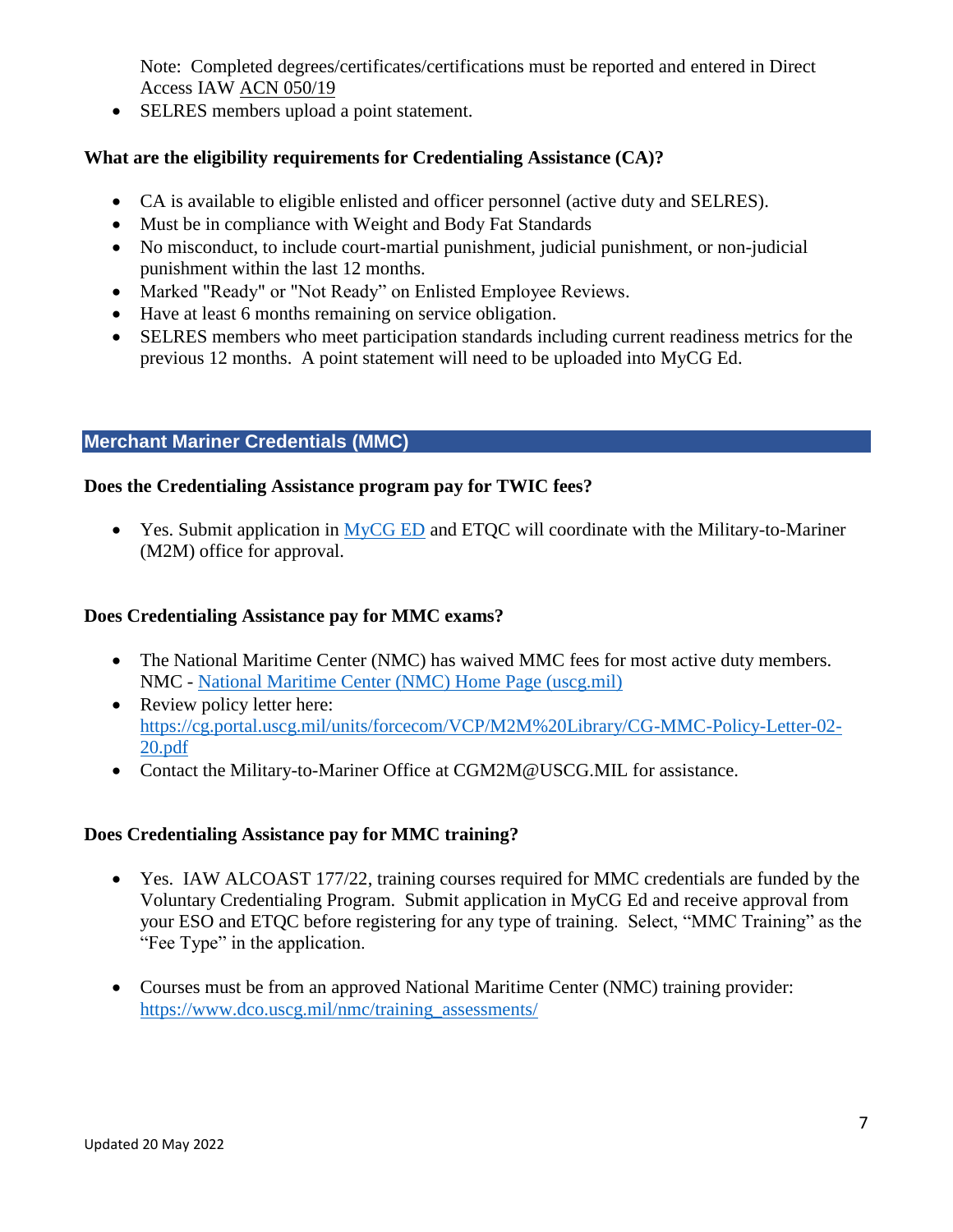Note: Completed degrees/certificates/certifications must be reported and entered in Direct Access IAW ACN 050/19

- SELRES members upload a point statement.

**What are the eligibility requirements for Credentialing Assistance (CA)?**

- CA is available to eligible enlisted and officer personnel (active duty and SELRES).
- Must be in compliance with Weight and Body Fat Standards
- No misconduct, to include court-martial punishment, judicial punishment, or non-judicial punishment within the last 12 months.
- Marked "Ready" or "Not Ready" on Enlisted Employee Reviews.
- Have at least 6 months remaining on service obligation.
- SELRES members who meet participation standards including current readiness metrics for the previous 12 months. A point statement will need to be uploaded into MyCG Ed.

## Merchant Mariner Credentials (MMC)

**Does the Credentialing Assistance program pay for TWIC fees?**

- Yes. Submit application in MyCG ED and ETQC will coordinate with the Military-to-Mariner (M2M) office for approval.

**Does Credentialing Assistance pay for MMC exams?**

- The National Maritime Center (NMC) has waived MMC fees for most active duty members. NMC - National Maritime Center (NMC) Home Page (uscg.mil)
- Review policy letter here: https://cg.portal.uscg.mil/units/forcecom/VCP/M2M%20Library/CG-MMC-Policy-Letter-02-20.pdf
- Contact the Military-to-Mariner Office at CGM2M@USCG.MIL for assistance.

**Does Credentialing Assistance pay for MMC training?**

- Yes. IAW ALCOAST 177/22, training courses required for MMC credentials are funded by the Voluntary Credentialing Program. Submit application in MyCG Ed and receive approval from your ESO and ETQC before registering for any type of training. Select, "MMC Training" as the "Fee Type" in the application.

- Courses must be from an approved National Maritime Center (NMC) training provider: https://www.dco.uscg.mil/nmc/training_assessments/

Updated 20 May 2022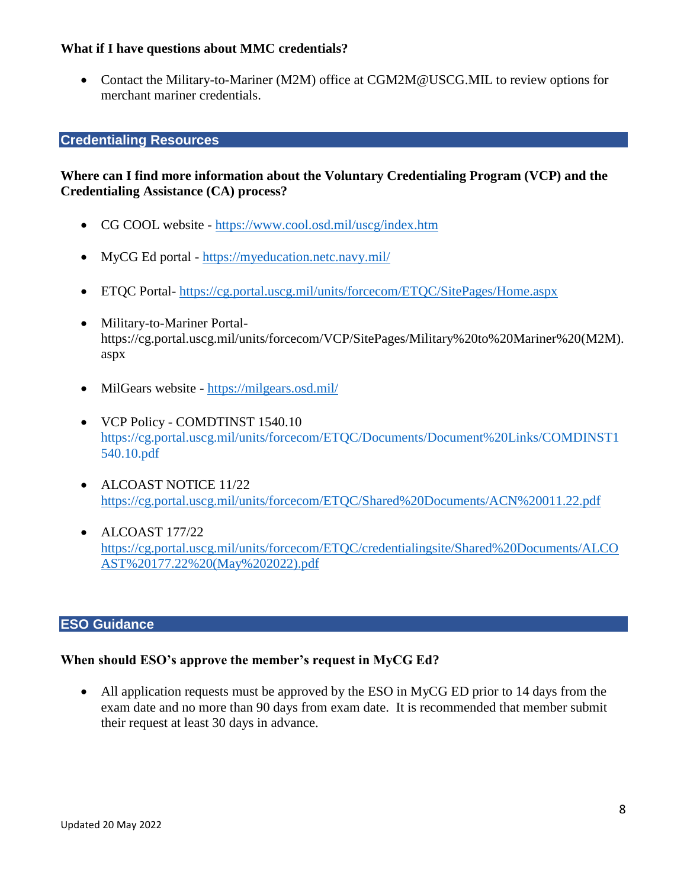**What if I have questions about MMC credentials?**

- Contact the Military-to-Mariner (M2M) office at CGM2M@USCG.MIL to review options for merchant mariner credentials.

## Credentialing Resources

**Where can I find more information about the Voluntary Credentialing Program (VCP) and the Credentialing Assistance (CA) process?**

- CG COOL website - https://www.cool.osd.mil/uscg/index.htm
- MyCG Ed portal - https://myeducation.netc.navy.mil/
- ETQC Portal- https://cg.portal.uscg.mil/units/forcecom/ETQC/SitePages/Home.aspx
- Military-to-Mariner Portal- https://cg.portal.uscg.mil/units/forcecom/VCP/SitePages/Military%20to%20Mariner%20(M2M).aspx
- MilGears website - https://milgears.osd.mil/
- VCP Policy - COMDTINST 1540.10 https://cg.portal.uscg.mil/units/forcecom/ETQC/Documents/Document%20Links/COMDINST1540.10.pdf
- ALCOAST NOTICE 11/22 https://cg.portal.uscg.mil/units/forcecom/ETQC/Shared%20Documents/ACN%20011.22.pdf
- ALCOAST 177/22 https://cg.portal.uscg.mil/units/forcecom/ETQC/credentialingsite/Shared%20Documents/ALCOAST%20177.22%20(May%202022).pdf

## ESO Guidance

**When should ESO's approve the member's request in MyCG Ed?**

- All application requests must be approved by the ESO in MyCG ED prior to 14 days from the exam date and no more than 90 days from exam date. It is recommended that member submit their request at least 30 days in advance.

Updated 20 May 2022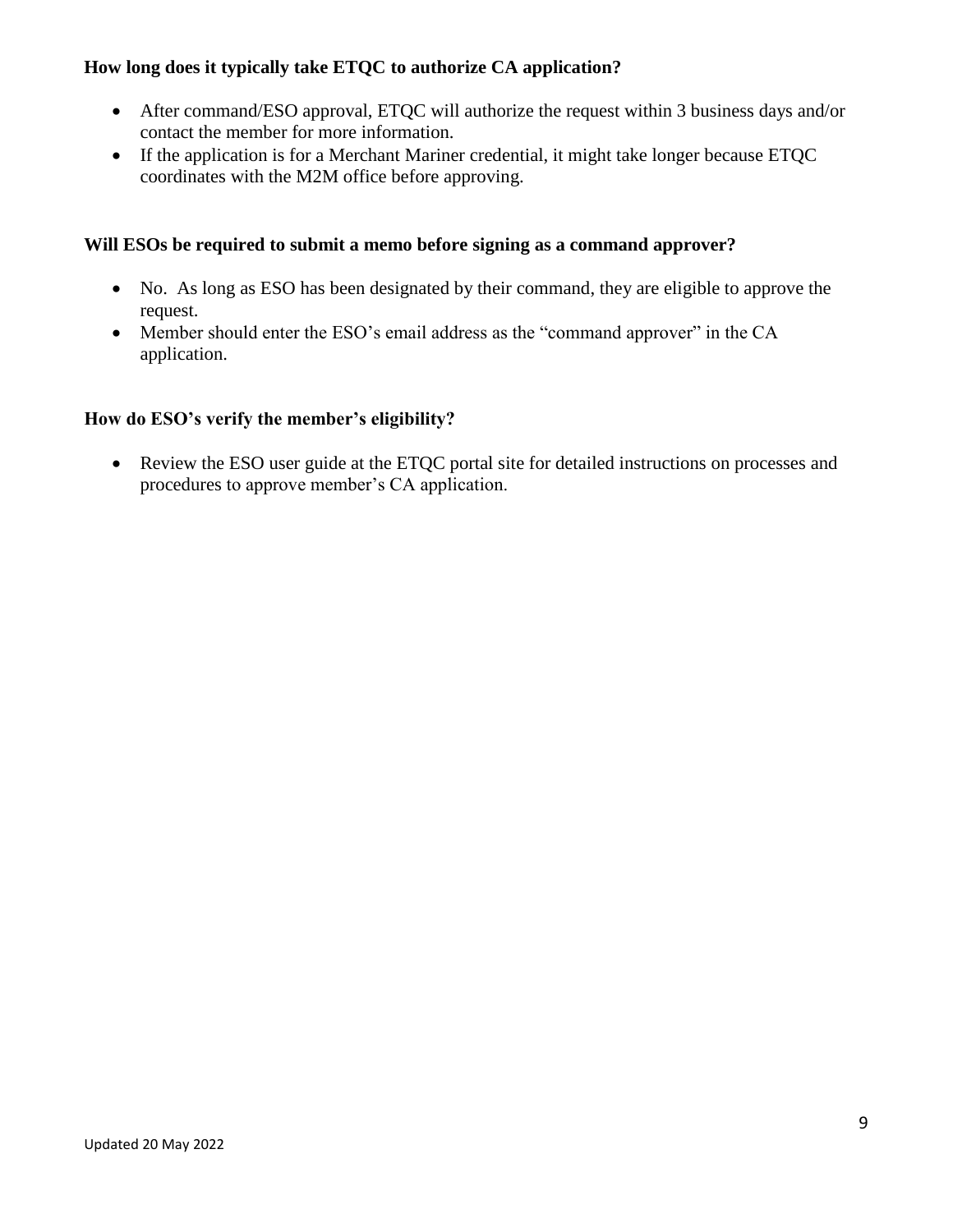**How long does it typically take ETQC to authorize CA application?**

- After command/ESO approval, ETQC will authorize the request within 3 business days and/or contact the member for more information.
- If the application is for a Merchant Mariner credential, it might take longer because ETQC coordinates with the M2M office before approving.

**Will ESOs be required to submit a memo before signing as a command approver?**

- No. As long as ESO has been designated by their command, they are eligible to approve the request.
- Member should enter the ESO's email address as the "command approver" in the CA application.

**How do ESO's verify the member's eligibility?**

- Review the ESO user guide at the ETQC portal site for detailed instructions on processes and procedures to approve member's CA application.